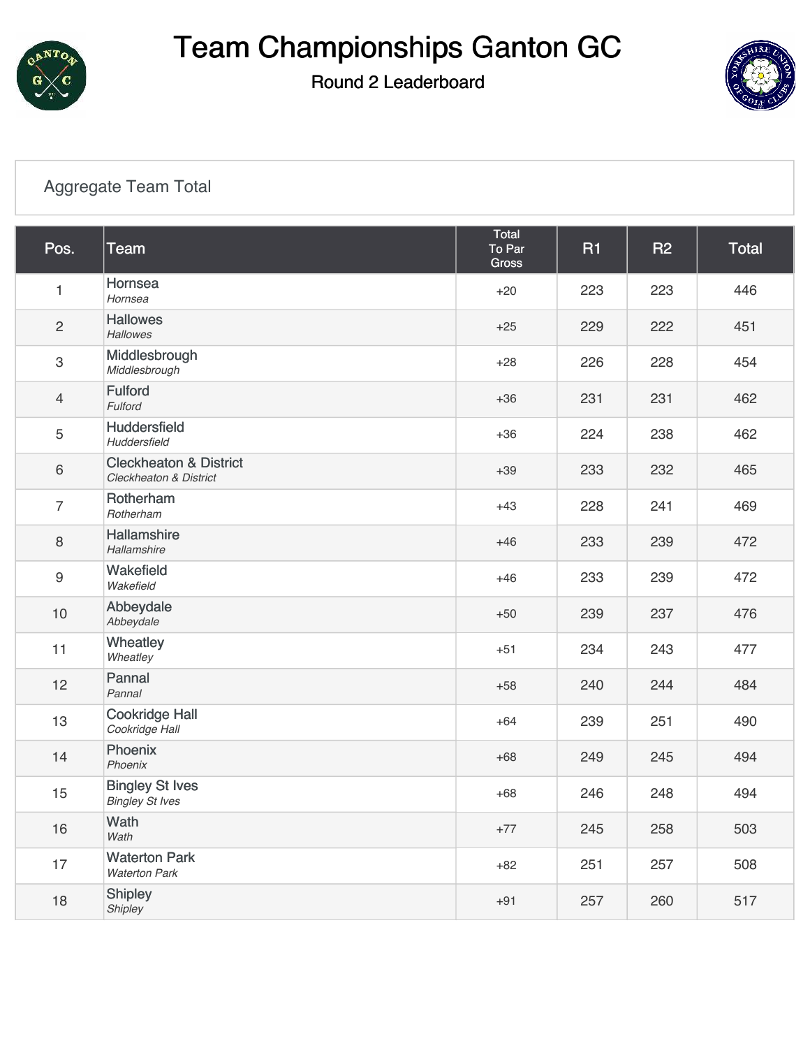# Team Championships Ganton GC

## Round 2 Leaderboard

### Aggregate Team Total

| Pos. | Team | Total To Par Gross | R1 | R2 | Total |
|---|---|---|---|---|---|
| 1 | Hornsea *Hornsea* | +20 | 223 | 223 | 446 |
| 2 | Hallowes *Hallowes* | +25 | 229 | 222 | 451 |
| 3 | Middlesbrough *Middlesbrough* | +28 | 226 | 228 | 454 |
| 4 | Fulford *Fulford* | +36 | 231 | 231 | 462 |
| 5 | Huddersfield *Huddersfield* | +36 | 224 | 238 | 462 |
| 6 | Cleckheaton & District *Cleckheaton & District* | +39 | 233 | 232 | 465 |
| 7 | Rotherham *Rotherham* | +43 | 228 | 241 | 469 |
| 8 | Hallamshire *Hallamshire* | +46 | 233 | 239 | 472 |
| 9 | Wakefield *Wakefield* | +46 | 233 | 239 | 472 |
| 10 | Abbeydale *Abbeydale* | +50 | 239 | 237 | 476 |
| 11 | Wheatley *Wheatley* | +51 | 234 | 243 | 477 |
| 12 | Pannal *Pannal* | +58 | 240 | 244 | 484 |
| 13 | Cookridge Hall *Cookridge Hall* | +64 | 239 | 251 | 490 |
| 14 | Phoenix *Phoenix* | +68 | 249 | 245 | 494 |
| 15 | Bingley St Ives *Bingley St Ives* | +68 | 246 | 248 | 494 |
| 16 | Wath *Wath* | +77 | 245 | 258 | 503 |
| 17 | Waterton Park *Waterton Park* | +82 | 251 | 257 | 508 |
| 18 | Shipley *Shipley* | +91 | 257 | 260 | 517 |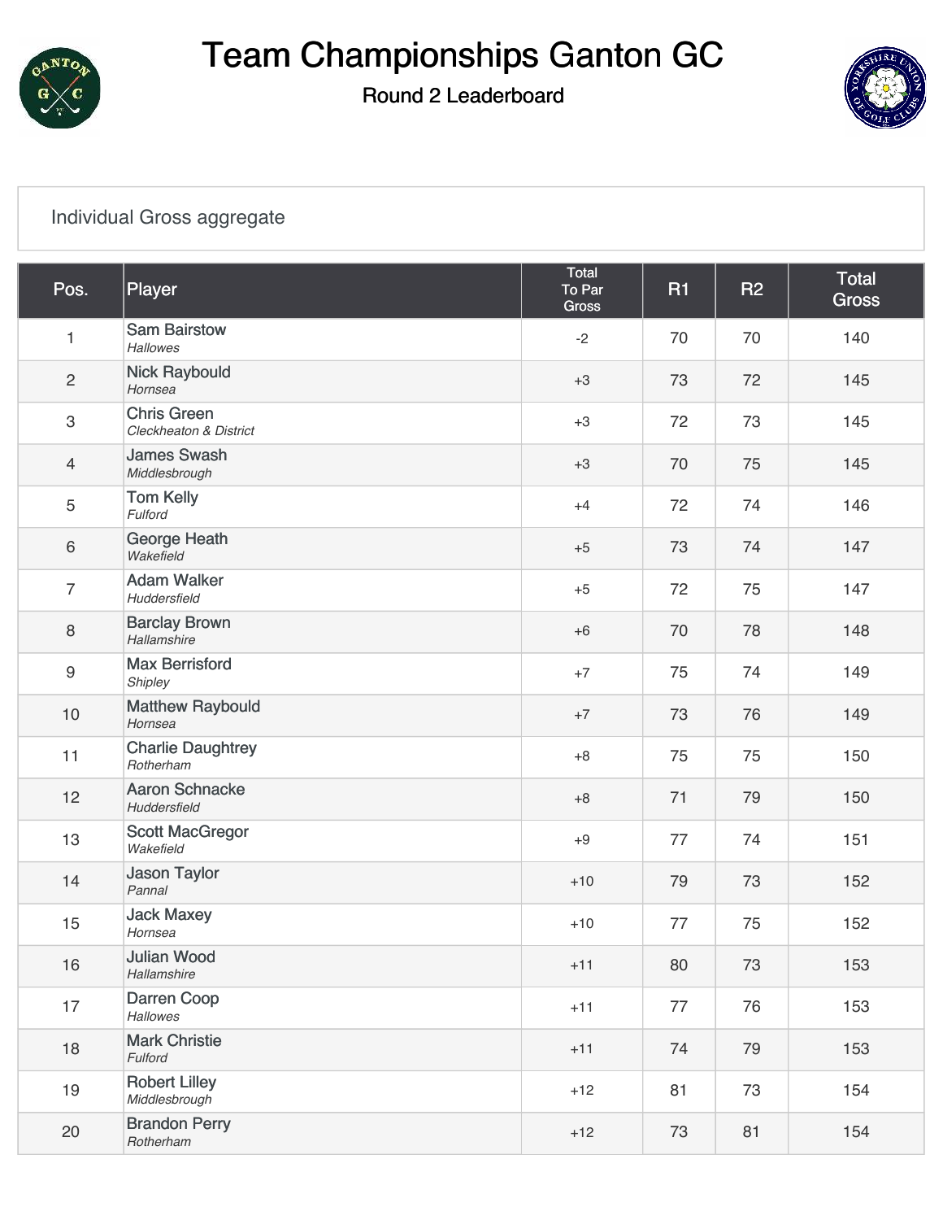# Team Championships Ganton GC

## Round 2 Leaderboard

Individual Gross aggregate

| Pos. | Player | Total To Par Gross | R1 | R2 | Total Gross |
|---|---|---|---|---|---|
| 1 | Sam Bairstow<br>*Hallowes* | -2 | 70 | 70 | 140 |
| 2 | Nick Raybould<br>*Hornsea* | +3 | 73 | 72 | 145 |
| 3 | Chris Green<br>*Cleckheaton & District* | +3 | 72 | 73 | 145 |
| 4 | James Swash<br>*Middlesbrough* | +3 | 70 | 75 | 145 |
| 5 | Tom Kelly<br>*Fulford* | +4 | 72 | 74 | 146 |
| 6 | George Heath<br>*Wakefield* | +5 | 73 | 74 | 147 |
| 7 | Adam Walker<br>*Huddersfield* | +5 | 72 | 75 | 147 |
| 8 | Barclay Brown<br>*Hallamshire* | +6 | 70 | 78 | 148 |
| 9 | Max Berrisford<br>*Shipley* | +7 | 75 | 74 | 149 |
| 10 | Matthew Raybould<br>*Hornsea* | +7 | 73 | 76 | 149 |
| 11 | Charlie Daughtrey<br>*Rotherham* | +8 | 75 | 75 | 150 |
| 12 | Aaron Schnacke<br>*Huddersfield* | +8 | 71 | 79 | 150 |
| 13 | Scott MacGregor<br>*Wakefield* | +9 | 77 | 74 | 151 |
| 14 | Jason Taylor<br>*Pannal* | +10 | 79 | 73 | 152 |
| 15 | Jack Maxey<br>*Hornsea* | +10 | 77 | 75 | 152 |
| 16 | Julian Wood<br>*Hallamshire* | +11 | 80 | 73 | 153 |
| 17 | Darren Coop<br>*Hallowes* | +11 | 77 | 76 | 153 |
| 18 | Mark Christie<br>*Fulford* | +11 | 74 | 79 | 153 |
| 19 | Robert Lilley<br>*Middlesbrough* | +12 | 81 | 73 | 154 |
| 20 | Brandon Perry<br>*Rotherham* | +12 | 73 | 81 | 154 |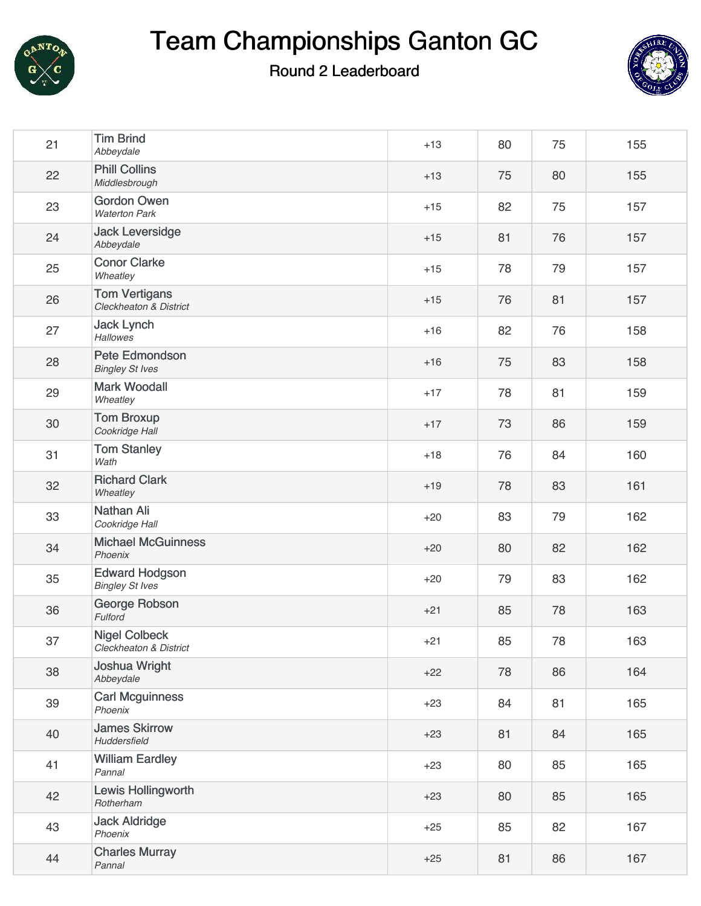# Team Championships Ganton GC

## Round 2 Leaderboard

| | | | | | |
|---|---|---|---|---|---|
| 21 | Tim Brind<br>*Abbeydale* | +13 | 80 | 75 | 155 |
| 22 | Phill Collins<br>*Middlesbrough* | +13 | 75 | 80 | 155 |
| 23 | Gordon Owen<br>*Waterton Park* | +15 | 82 | 75 | 157 |
| 24 | Jack Leversidge<br>*Abbeydale* | +15 | 81 | 76 | 157 |
| 25 | Conor Clarke<br>*Wheatley* | +15 | 78 | 79 | 157 |
| 26 | Tom Vertigans<br>*Cleckheaton & District* | +15 | 76 | 81 | 157 |
| 27 | Jack Lynch<br>*Hallowes* | +16 | 82 | 76 | 158 |
| 28 | Pete Edmondson<br>*Bingley St Ives* | +16 | 75 | 83 | 158 |
| 29 | Mark Woodall<br>*Wheatley* | +17 | 78 | 81 | 159 |
| 30 | Tom Broxup<br>*Cookridge Hall* | +17 | 73 | 86 | 159 |
| 31 | Tom Stanley<br>*Wath* | +18 | 76 | 84 | 160 |
| 32 | Richard Clark<br>*Wheatley* | +19 | 78 | 83 | 161 |
| 33 | Nathan Ali<br>*Cookridge Hall* | +20 | 83 | 79 | 162 |
| 34 | Michael McGuinness<br>*Phoenix* | +20 | 80 | 82 | 162 |
| 35 | Edward Hodgson<br>*Bingley St Ives* | +20 | 79 | 83 | 162 |
| 36 | George Robson<br>*Fulford* | +21 | 85 | 78 | 163 |
| 37 | Nigel Colbeck<br>*Cleckheaton & District* | +21 | 85 | 78 | 163 |
| 38 | Joshua Wright<br>*Abbeydale* | +22 | 78 | 86 | 164 |
| 39 | Carl Mcguinness<br>*Phoenix* | +23 | 84 | 81 | 165 |
| 40 | James Skirrow<br>*Huddersfield* | +23 | 81 | 84 | 165 |
| 41 | William Eardley<br>*Pannal* | +23 | 80 | 85 | 165 |
| 42 | Lewis Hollingworth<br>*Rotherham* | +23 | 80 | 85 | 165 |
| 43 | Jack Aldridge<br>*Phoenix* | +25 | 85 | 82 | 167 |
| 44 | Charles Murray<br>*Pannal* | +25 | 81 | 86 | 167 |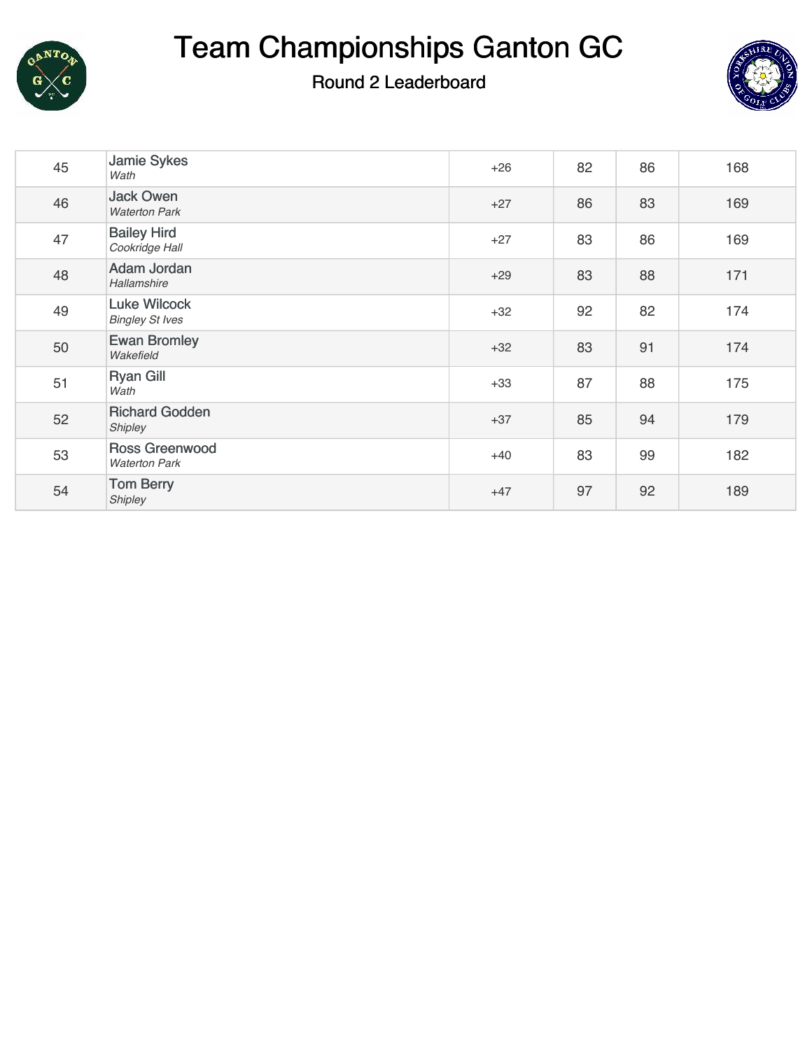# Team Championships Ganton GC

## Round 2 Leaderboard

| | | | | | |
|---|---|---|---|---|---|
| 45 | Jamie Sykes *Wath* | +26 | 82 | 86 | 168 |
| 46 | Jack Owen *Waterton Park* | +27 | 86 | 83 | 169 |
| 47 | Bailey Hird *Cookridge Hall* | +27 | 83 | 86 | 169 |
| 48 | Adam Jordan *Hallamshire* | +29 | 83 | 88 | 171 |
| 49 | Luke Wilcock *Bingley St Ives* | +32 | 92 | 82 | 174 |
| 50 | Ewan Bromley *Wakefield* | +32 | 83 | 91 | 174 |
| 51 | Ryan Gill *Wath* | +33 | 87 | 88 | 175 |
| 52 | Richard Godden *Shipley* | +37 | 85 | 94 | 179 |
| 53 | Ross Greenwood *Waterton Park* | +40 | 83 | 99 | 182 |
| 54 | Tom Berry *Shipley* | +47 | 97 | 92 | 189 |